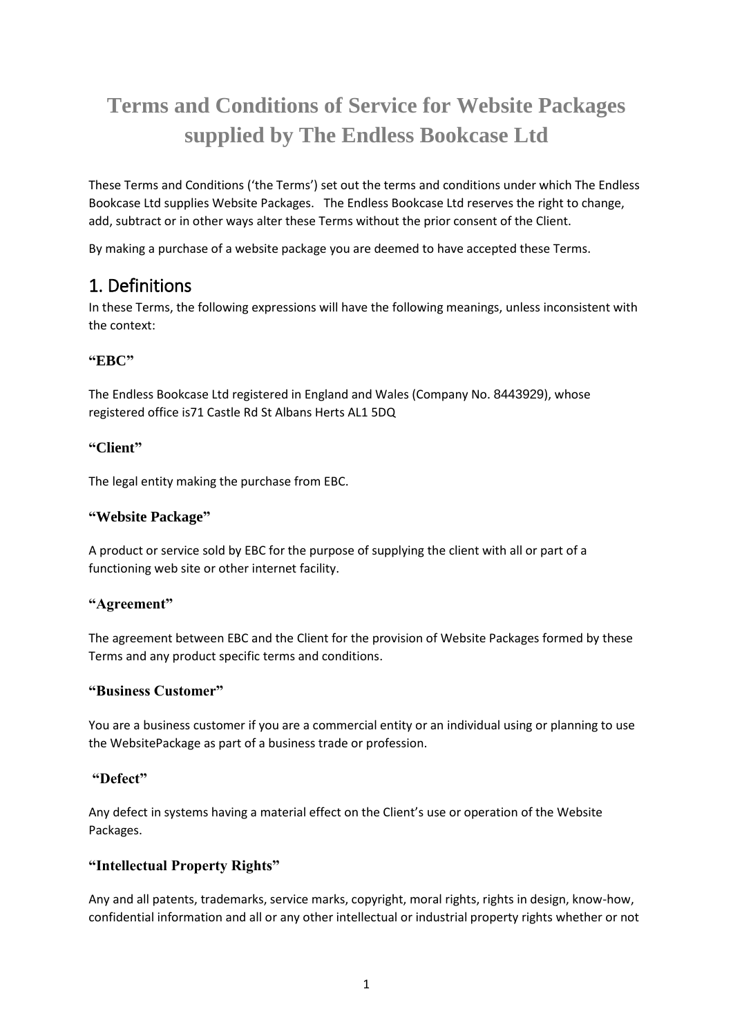# Terms and Conditions of Service for Website Packages supplied by The Endless Bookcase Ltd

These Terms and Conditions ('the Terms') set out the terms and conditions under which The Endless Bookcase Ltd supplies Website Packages. The Endless Bookcase Ltd reserves the right to change, add, subtract or in other ways alter these Terms without the prior consent of the Client.

By making a purchase of a website package you are deemed to have accepted these Terms.

## 1. Definitions

In these Terms, the following expressions will have the following meanings, unless inconsistent with the context:

### "EBC"

The Endless Bookcase Ltd registered in England and Wales (Company No. 8443929), whose registered office is71 Castle Rd St Albans Herts AL1 5DQ

### "Client"

The legal entity making the purchase from EBC.

### "Website Package"

A product or service sold by EBC for the purpose of supplying the client with all or part of a functioning web site or other internet facility.

### "Agreement"

The agreement between EBC and the Client for the provision of Website Packages formed by these Terms and any product specific terms and conditions.

### "Business Customer"

You are a business customer if you are a commercial entity or an individual using or planning to use the WebsitePackage as part of a business trade or profession.

### "Defect"

Any defect in systems having a material effect on the Client's use or operation of the Website Packages.

### "Intellectual Property Rights"

Any and all patents, trademarks, service marks, copyright, moral rights, rights in design, know-how, confidential information and all or any other intellectual or industrial property rights whether or not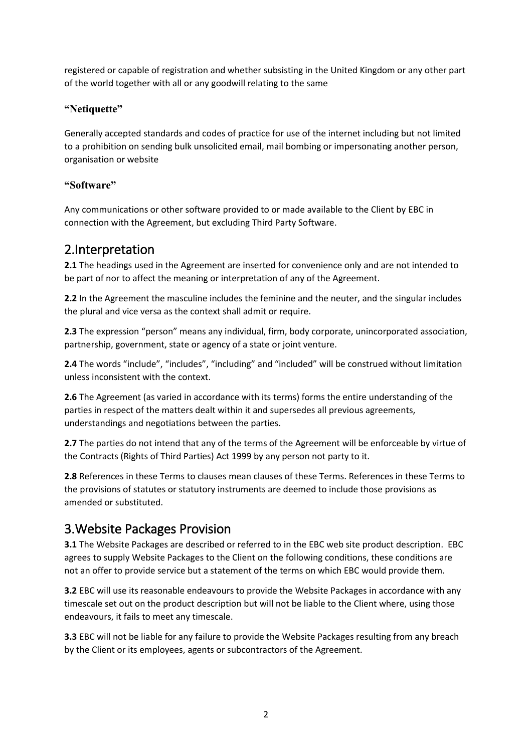registered or capable of registration and whether subsisting in the United Kingdom or any other part of the world together with all or any goodwill relating to the same

**"Netiquette"**

Generally accepted standards and codes of practice for use of the internet including but not limited to a prohibition on sending bulk unsolicited email, mail bombing or impersonating another person, organisation or website

**"Software"**

Any communications or other software provided to or made available to the Client by EBC in connection with the Agreement, but excluding Third Party Software.

## 2.Interpretation

**2.1** The headings used in the Agreement are inserted for convenience only and are not intended to be part of nor to affect the meaning or interpretation of any of the Agreement.

**2.2** In the Agreement the masculine includes the feminine and the neuter, and the singular includes the plural and vice versa as the context shall admit or require.

**2.3** The expression "person" means any individual, firm, body corporate, unincorporated association, partnership, government, state or agency of a state or joint venture.

**2.4** The words "include", "includes", "including" and "included" will be construed without limitation unless inconsistent with the context.

**2.6** The Agreement (as varied in accordance with its terms) forms the entire understanding of the parties in respect of the matters dealt within it and supersedes all previous agreements, understandings and negotiations between the parties.

**2.7** The parties do not intend that any of the terms of the Agreement will be enforceable by virtue of the Contracts (Rights of Third Parties) Act 1999 by any person not party to it.

**2.8** References in these Terms to clauses mean clauses of these Terms. References in these Terms to the provisions of statutes or statutory instruments are deemed to include those provisions as amended or substituted.

## 3.Website Packages Provision

**3.1** The Website Packages are described or referred to in the EBC web site product description. EBC agrees to supply Website Packages to the Client on the following conditions, these conditions are not an offer to provide service but a statement of the terms on which EBC would provide them.

**3.2** EBC will use its reasonable endeavours to provide the Website Packages in accordance with any timescale set out on the product description but will not be liable to the Client where, using those endeavours, it fails to meet any timescale.

**3.3** EBC will not be liable for any failure to provide the Website Packages resulting from any breach by the Client or its employees, agents or subcontractors of the Agreement.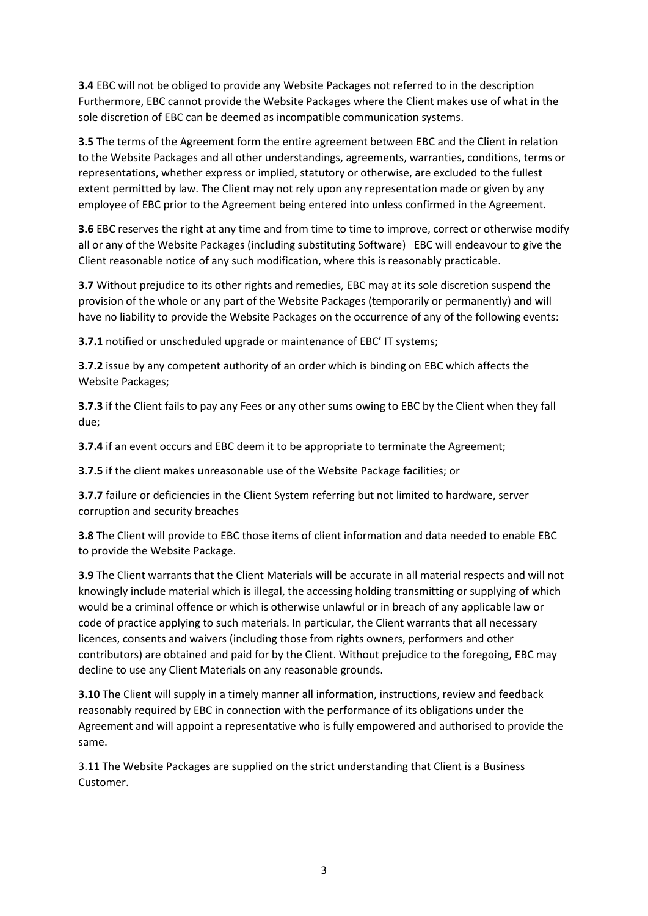**3.4** EBC will not be obliged to provide any Website Packages not referred to in the description Furthermore, EBC cannot provide the Website Packages where the Client makes use of what in the sole discretion of EBC can be deemed as incompatible communication systems.

**3.5** The terms of the Agreement form the entire agreement between EBC and the Client in relation to the Website Packages and all other understandings, agreements, warranties, conditions, terms or representations, whether express or implied, statutory or otherwise, are excluded to the fullest extent permitted by law. The Client may not rely upon any representation made or given by any employee of EBC prior to the Agreement being entered into unless confirmed in the Agreement.

**3.6** EBC reserves the right at any time and from time to time to improve, correct or otherwise modify all or any of the Website Packages (including substituting Software) EBC will endeavour to give the Client reasonable notice of any such modification, where this is reasonably practicable.

**3.7** Without prejudice to its other rights and remedies, EBC may at its sole discretion suspend the provision of the whole or any part of the Website Packages (temporarily or permanently) and will have no liability to provide the Website Packages on the occurrence of any of the following events:

**3.7.1** notified or unscheduled upgrade or maintenance of EBC' IT systems;

**3.7.2** issue by any competent authority of an order which is binding on EBC which affects the Website Packages;

**3.7.3** if the Client fails to pay any Fees or any other sums owing to EBC by the Client when they fall due;

**3.7.4** if an event occurs and EBC deem it to be appropriate to terminate the Agreement;

**3.7.5** if the client makes unreasonable use of the Website Package facilities; or

**3.7.7** failure or deficiencies in the Client System referring but not limited to hardware, server corruption and security breaches

**3.8** The Client will provide to EBC those items of client information and data needed to enable EBC to provide the Website Package.

**3.9** The Client warrants that the Client Materials will be accurate in all material respects and will not knowingly include material which is illegal, the accessing holding transmitting or supplying of which would be a criminal offence or which is otherwise unlawful or in breach of any applicable law or code of practice applying to such materials. In particular, the Client warrants that all necessary licences, consents and waivers (including those from rights owners, performers and other contributors) are obtained and paid for by the Client. Without prejudice to the foregoing, EBC may decline to use any Client Materials on any reasonable grounds.

**3.10** The Client will supply in a timely manner all information, instructions, review and feedback reasonably required by EBC in connection with the performance of its obligations under the Agreement and will appoint a representative who is fully empowered and authorised to provide the same.

3.11 The Website Packages are supplied on the strict understanding that Client is a Business Customer.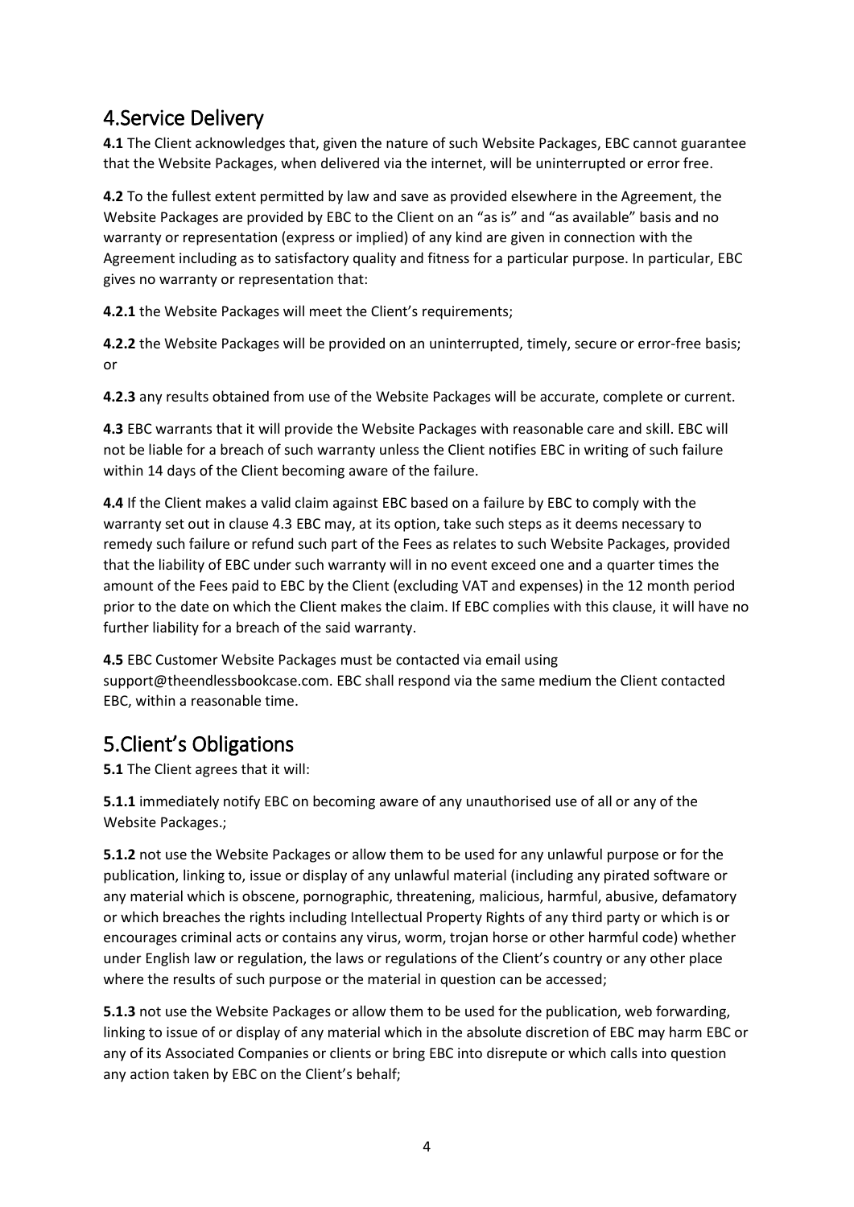## 4.Service Delivery

**4.1** The Client acknowledges that, given the nature of such Website Packages, EBC cannot guarantee that the Website Packages, when delivered via the internet, will be uninterrupted or error free.

**4.2** To the fullest extent permitted by law and save as provided elsewhere in the Agreement, the Website Packages are provided by EBC to the Client on an "as is" and "as available" basis and no warranty or representation (express or implied) of any kind are given in connection with the Agreement including as to satisfactory quality and fitness for a particular purpose. In particular, EBC gives no warranty or representation that:

**4.2.1** the Website Packages will meet the Client's requirements;

**4.2.2** the Website Packages will be provided on an uninterrupted, timely, secure or error-free basis; or

**4.2.3** any results obtained from use of the Website Packages will be accurate, complete or current.

**4.3** EBC warrants that it will provide the Website Packages with reasonable care and skill. EBC will not be liable for a breach of such warranty unless the Client notifies EBC in writing of such failure within 14 days of the Client becoming aware of the failure.

**4.4** If the Client makes a valid claim against EBC based on a failure by EBC to comply with the warranty set out in clause 4.3 EBC may, at its option, take such steps as it deems necessary to remedy such failure or refund such part of the Fees as relates to such Website Packages, provided that the liability of EBC under such warranty will in no event exceed one and a quarter times the amount of the Fees paid to EBC by the Client (excluding VAT and expenses) in the 12 month period prior to the date on which the Client makes the claim. If EBC complies with this clause, it will have no further liability for a breach of the said warranty.

**4.5** EBC Customer Website Packages must be contacted via email using support@theendlessbookcase.com. EBC shall respond via the same medium the Client contacted EBC, within a reasonable time.

## 5.Client's Obligations

**5.1** The Client agrees that it will:

**5.1.1** immediately notify EBC on becoming aware of any unauthorised use of all or any of the Website Packages.;

**5.1.2** not use the Website Packages or allow them to be used for any unlawful purpose or for the publication, linking to, issue or display of any unlawful material (including any pirated software or any material which is obscene, pornographic, threatening, malicious, harmful, abusive, defamatory or which breaches the rights including Intellectual Property Rights of any third party or which is or encourages criminal acts or contains any virus, worm, trojan horse or other harmful code) whether under English law or regulation, the laws or regulations of the Client's country or any other place where the results of such purpose or the material in question can be accessed;

**5.1.3** not use the Website Packages or allow them to be used for the publication, web forwarding, linking to issue of or display of any material which in the absolute discretion of EBC may harm EBC or any of its Associated Companies or clients or bring EBC into disrepute or which calls into question any action taken by EBC on the Client's behalf;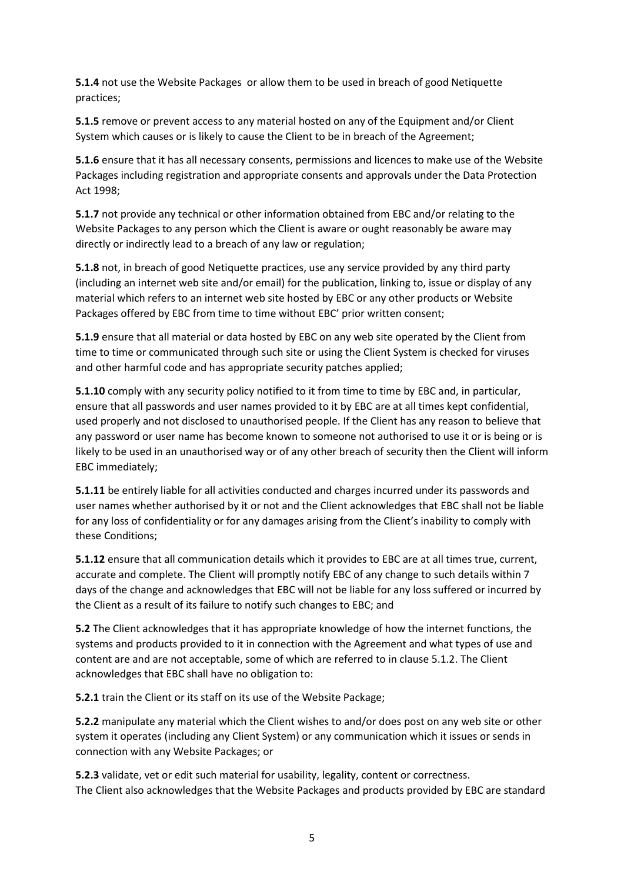**5.1.4** not use the Website Packages  or allow them to be used in breach of good Netiquette practices;

**5.1.5** remove or prevent access to any material hosted on any of the Equipment and/or Client System which causes or is likely to cause the Client to be in breach of the Agreement;

**5.1.6** ensure that it has all necessary consents, permissions and licences to make use of the Website Packages including registration and appropriate consents and approvals under the Data Protection Act 1998;

**5.1.7** not provide any technical or other information obtained from EBC and/or relating to the Website Packages to any person which the Client is aware or ought reasonably be aware may directly or indirectly lead to a breach of any law or regulation;

**5.1.8** not, in breach of good Netiquette practices, use any service provided by any third party (including an internet web site and/or email) for the publication, linking to, issue or display of any material which refers to an internet web site hosted by EBC or any other products or Website Packages offered by EBC from time to time without EBC' prior written consent;

**5.1.9** ensure that all material or data hosted by EBC on any web site operated by the Client from time to time or communicated through such site or using the Client System is checked for viruses and other harmful code and has appropriate security patches applied;

**5.1.10** comply with any security policy notified to it from time to time by EBC and, in particular, ensure that all passwords and user names provided to it by EBC are at all times kept confidential, used properly and not disclosed to unauthorised people. If the Client has any reason to believe that any password or user name has become known to someone not authorised to use it or is being or is likely to be used in an unauthorised way or of any other breach of security then the Client will inform EBC immediately;

**5.1.11** be entirely liable for all activities conducted and charges incurred under its passwords and user names whether authorised by it or not and the Client acknowledges that EBC shall not be liable for any loss of confidentiality or for any damages arising from the Client's inability to comply with these Conditions;

**5.1.12** ensure that all communication details which it provides to EBC are at all times true, current, accurate and complete. The Client will promptly notify EBC of any change to such details within 7 days of the change and acknowledges that EBC will not be liable for any loss suffered or incurred by the Client as a result of its failure to notify such changes to EBC; and

**5.2** The Client acknowledges that it has appropriate knowledge of how the internet functions, the systems and products provided to it in connection with the Agreement and what types of use and content are and are not acceptable, some of which are referred to in clause 5.1.2. The Client acknowledges that EBC shall have no obligation to:

**5.2.1** train the Client or its staff on its use of the Website Package;

**5.2.2** manipulate any material which the Client wishes to and/or does post on any web site or other system it operates (including any Client System) or any communication which it issues or sends in connection with any Website Packages; or

**5.2.3** validate, vet or edit such material for usability, legality, content or correctness.
The Client also acknowledges that the Website Packages and products provided by EBC are standard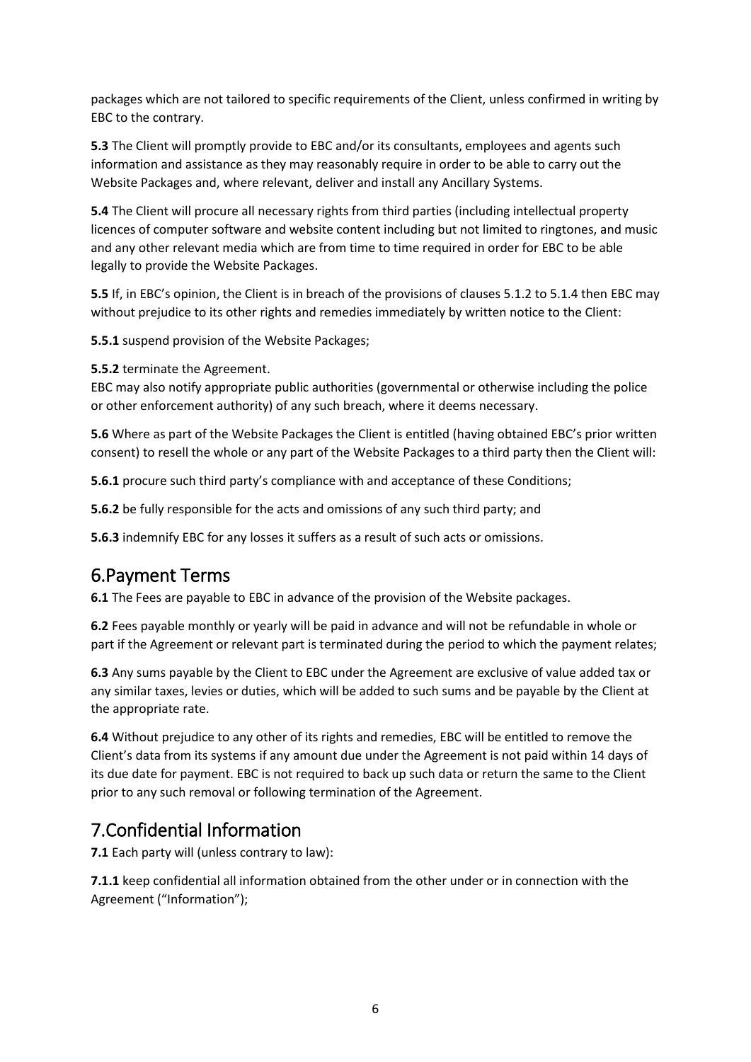packages which are not tailored to specific requirements of the Client, unless confirmed in writing by EBC to the contrary.

**5.3** The Client will promptly provide to EBC and/or its consultants, employees and agents such information and assistance as they may reasonably require in order to be able to carry out the Website Packages and, where relevant, deliver and install any Ancillary Systems.

**5.4** The Client will procure all necessary rights from third parties (including intellectual property licences of computer software and website content including but not limited to ringtones, and music and any other relevant media which are from time to time required in order for EBC to be able legally to provide the Website Packages.

**5.5** If, in EBC's opinion, the Client is in breach of the provisions of clauses 5.1.2 to 5.1.4 then EBC may without prejudice to its other rights and remedies immediately by written notice to the Client:

**5.5.1** suspend provision of the Website Packages;

**5.5.2** terminate the Agreement.
EBC may also notify appropriate public authorities (governmental or otherwise including the police or other enforcement authority) of any such breach, where it deems necessary.

**5.6** Where as part of the Website Packages the Client is entitled (having obtained EBC's prior written consent) to resell the whole or any part of the Website Packages to a third party then the Client will:

**5.6.1** procure such third party's compliance with and acceptance of these Conditions;

**5.6.2** be fully responsible for the acts and omissions of any such third party; and

**5.6.3** indemnify EBC for any losses it suffers as a result of such acts or omissions.

## 6.Payment Terms

**6.1** The Fees are payable to EBC in advance of the provision of the Website packages.

**6.2** Fees payable monthly or yearly will be paid in advance and will not be refundable in whole or part if the Agreement or relevant part is terminated during the period to which the payment relates;

**6.3** Any sums payable by the Client to EBC under the Agreement are exclusive of value added tax or any similar taxes, levies or duties, which will be added to such sums and be payable by the Client at the appropriate rate.

**6.4** Without prejudice to any other of its rights and remedies, EBC will be entitled to remove the Client's data from its systems if any amount due under the Agreement is not paid within 14 days of its due date for payment. EBC is not required to back up such data or return the same to the Client prior to any such removal or following termination of the Agreement.

## 7.Confidential Information

**7.1** Each party will (unless contrary to law):

**7.1.1** keep confidential all information obtained from the other under or in connection with the Agreement ("Information");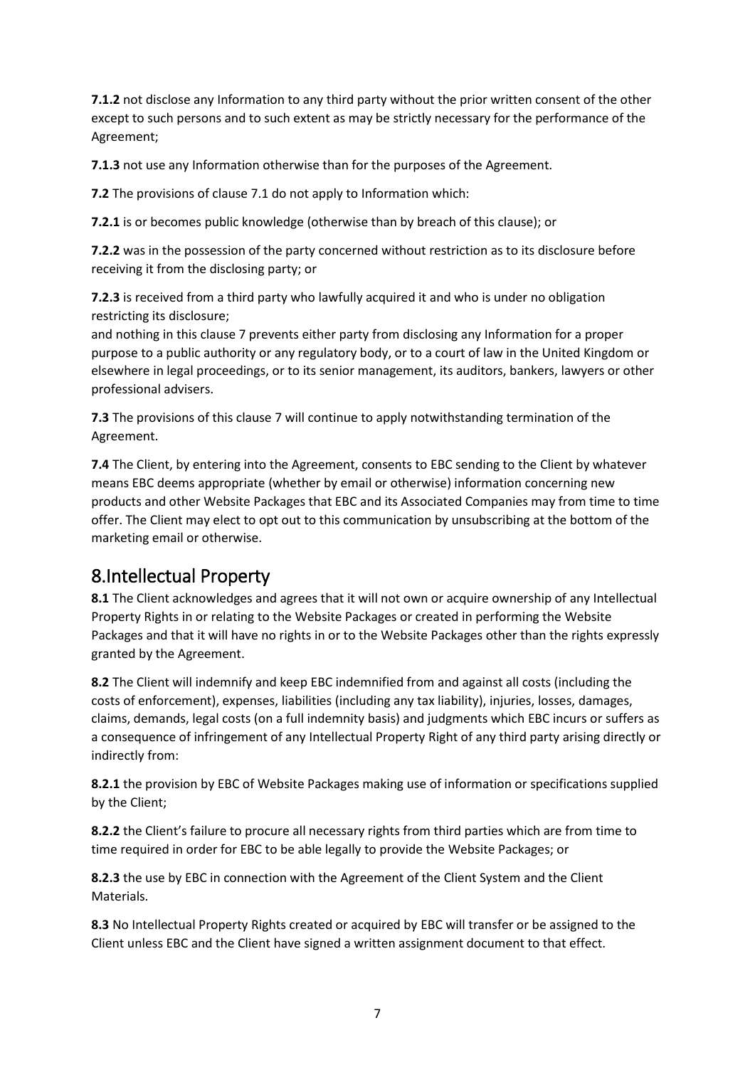**7.1.2** not disclose any Information to any third party without the prior written consent of the other except to such persons and to such extent as may be strictly necessary for the performance of the Agreement;

**7.1.3** not use any Information otherwise than for the purposes of the Agreement.

**7.2** The provisions of clause 7.1 do not apply to Information which:

**7.2.1** is or becomes public knowledge (otherwise than by breach of this clause); or

**7.2.2** was in the possession of the party concerned without restriction as to its disclosure before receiving it from the disclosing party; or

**7.2.3** is received from a third party who lawfully acquired it and who is under no obligation restricting its disclosure;
and nothing in this clause 7 prevents either party from disclosing any Information for a proper purpose to a public authority or any regulatory body, or to a court of law in the United Kingdom or elsewhere in legal proceedings, or to its senior management, its auditors, bankers, lawyers or other professional advisers.

**7.3** The provisions of this clause 7 will continue to apply notwithstanding termination of the Agreement.

**7.4** The Client, by entering into the Agreement, consents to EBC sending to the Client by whatever means EBC deems appropriate (whether by email or otherwise) information concerning new products and other Website Packages that EBC and its Associated Companies may from time to time offer. The Client may elect to opt out to this communication by unsubscribing at the bottom of the marketing email or otherwise.

## 8.Intellectual Property

**8.1** The Client acknowledges and agrees that it will not own or acquire ownership of any Intellectual Property Rights in or relating to the Website Packages or created in performing the Website Packages and that it will have no rights in or to the Website Packages other than the rights expressly granted by the Agreement.

**8.2** The Client will indemnify and keep EBC indemnified from and against all costs (including the costs of enforcement), expenses, liabilities (including any tax liability), injuries, losses, damages, claims, demands, legal costs (on a full indemnity basis) and judgments which EBC incurs or suffers as a consequence of infringement of any Intellectual Property Right of any third party arising directly or indirectly from:

**8.2.1** the provision by EBC of Website Packages making use of information or specifications supplied by the Client;

**8.2.2** the Client's failure to procure all necessary rights from third parties which are from time to time required in order for EBC to be able legally to provide the Website Packages; or

**8.2.3** the use by EBC in connection with the Agreement of the Client System and the Client Materials.

**8.3** No Intellectual Property Rights created or acquired by EBC will transfer or be assigned to the Client unless EBC and the Client have signed a written assignment document to that effect.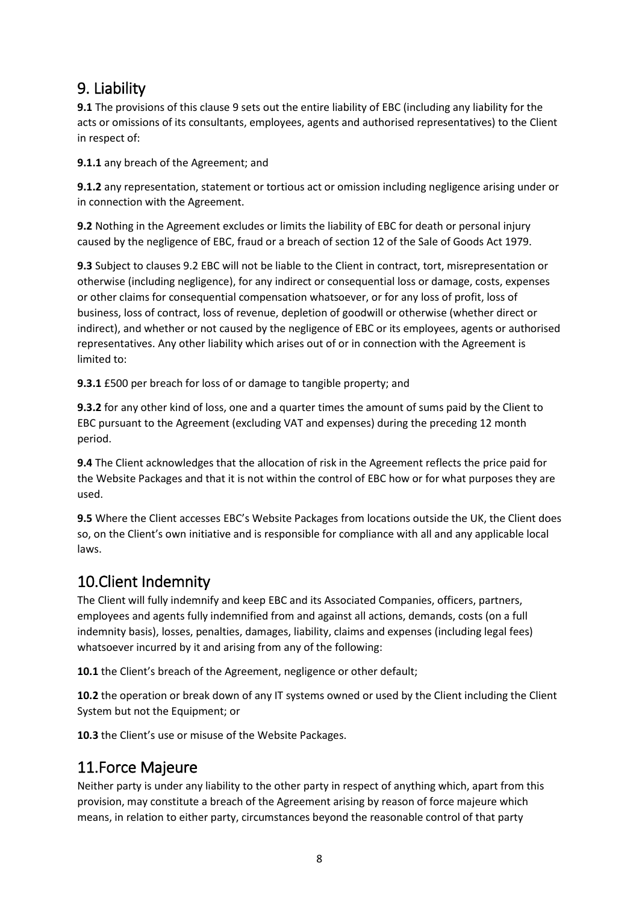## 9. Liability

**9.1** The provisions of this clause 9 sets out the entire liability of EBC (including any liability for the acts or omissions of its consultants, employees, agents and authorised representatives) to the Client in respect of:

**9.1.1** any breach of the Agreement; and

**9.1.2** any representation, statement or tortious act or omission including negligence arising under or in connection with the Agreement.

**9.2** Nothing in the Agreement excludes or limits the liability of EBC for death or personal injury caused by the negligence of EBC, fraud or a breach of section 12 of the Sale of Goods Act 1979.

**9.3** Subject to clauses 9.2 EBC will not be liable to the Client in contract, tort, misrepresentation or otherwise (including negligence), for any indirect or consequential loss or damage, costs, expenses or other claims for consequential compensation whatsoever, or for any loss of profit, loss of business, loss of contract, loss of revenue, depletion of goodwill or otherwise (whether direct or indirect), and whether or not caused by the negligence of EBC or its employees, agents or authorised representatives. Any other liability which arises out of or in connection with the Agreement is limited to:

**9.3.1** £500 per breach for loss of or damage to tangible property; and

**9.3.2** for any other kind of loss, one and a quarter times the amount of sums paid by the Client to EBC pursuant to the Agreement (excluding VAT and expenses) during the preceding 12 month period.

**9.4** The Client acknowledges that the allocation of risk in the Agreement reflects the price paid for the Website Packages and that it is not within the control of EBC how or for what purposes they are used.

**9.5** Where the Client accesses EBC's Website Packages from locations outside the UK, the Client does so, on the Client's own initiative and is responsible for compliance with all and any applicable local laws.

## 10.Client Indemnity

The Client will fully indemnify and keep EBC and its Associated Companies, officers, partners, employees and agents fully indemnified from and against all actions, demands, costs (on a full indemnity basis), losses, penalties, damages, liability, claims and expenses (including legal fees) whatsoever incurred by it and arising from any of the following:

**10.1** the Client's breach of the Agreement, negligence or other default;

**10.2** the operation or break down of any IT systems owned or used by the Client including the Client System but not the Equipment; or

**10.3** the Client's use or misuse of the Website Packages.

## 11.Force Majeure

Neither party is under any liability to the other party in respect of anything which, apart from this provision, may constitute a breach of the Agreement arising by reason of force majeure which means, in relation to either party, circumstances beyond the reasonable control of that party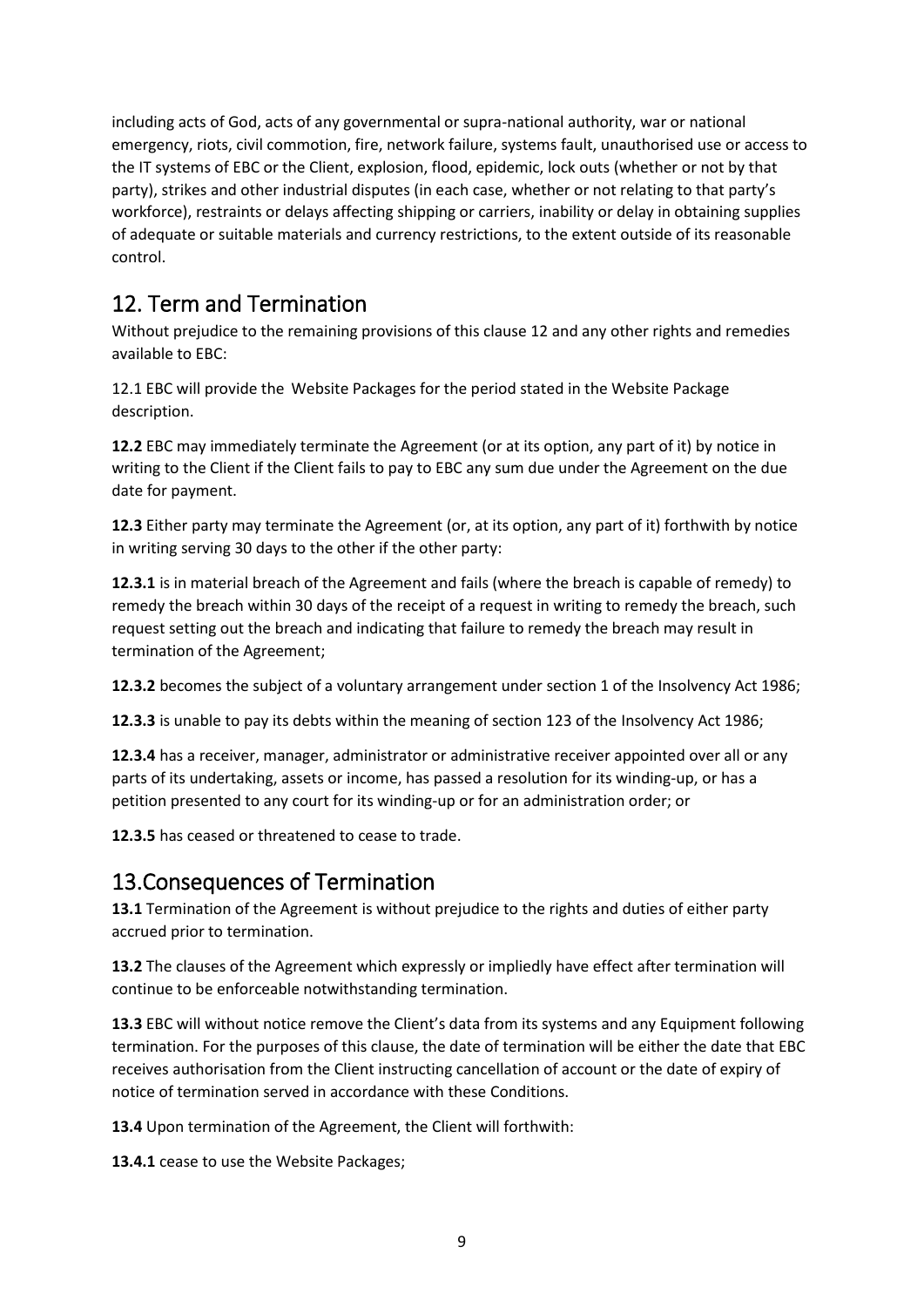including acts of God, acts of any governmental or supra-national authority, war or national emergency, riots, civil commotion, fire, network failure, systems fault, unauthorised use or access to the IT systems of EBC or the Client, explosion, flood, epidemic, lock outs (whether or not by that party), strikes and other industrial disputes (in each case, whether or not relating to that party's workforce), restraints or delays affecting shipping or carriers, inability or delay in obtaining supplies of adequate or suitable materials and currency restrictions, to the extent outside of its reasonable control.

## 12. Term and Termination

Without prejudice to the remaining provisions of this clause 12 and any other rights and remedies available to EBC:

12.1 EBC will provide the Website Packages for the period stated in the Website Package description.

**12.2** EBC may immediately terminate the Agreement (or at its option, any part of it) by notice in writing to the Client if the Client fails to pay to EBC any sum due under the Agreement on the due date for payment.

**12.3** Either party may terminate the Agreement (or, at its option, any part of it) forthwith by notice in writing serving 30 days to the other if the other party:

**12.3.1** is in material breach of the Agreement and fails (where the breach is capable of remedy) to remedy the breach within 30 days of the receipt of a request in writing to remedy the breach, such request setting out the breach and indicating that failure to remedy the breach may result in termination of the Agreement;

**12.3.2** becomes the subject of a voluntary arrangement under section 1 of the Insolvency Act 1986;

**12.3.3** is unable to pay its debts within the meaning of section 123 of the Insolvency Act 1986;

**12.3.4** has a receiver, manager, administrator or administrative receiver appointed over all or any parts of its undertaking, assets or income, has passed a resolution for its winding-up, or has a petition presented to any court for its winding-up or for an administration order; or

**12.3.5** has ceased or threatened to cease to trade.

## 13.Consequences of Termination

**13.1** Termination of the Agreement is without prejudice to the rights and duties of either party accrued prior to termination.

**13.2** The clauses of the Agreement which expressly or impliedly have effect after termination will continue to be enforceable notwithstanding termination.

**13.3** EBC will without notice remove the Client's data from its systems and any Equipment following termination. For the purposes of this clause, the date of termination will be either the date that EBC receives authorisation from the Client instructing cancellation of account or the date of expiry of notice of termination served in accordance with these Conditions.

**13.4** Upon termination of the Agreement, the Client will forthwith:

**13.4.1** cease to use the Website Packages;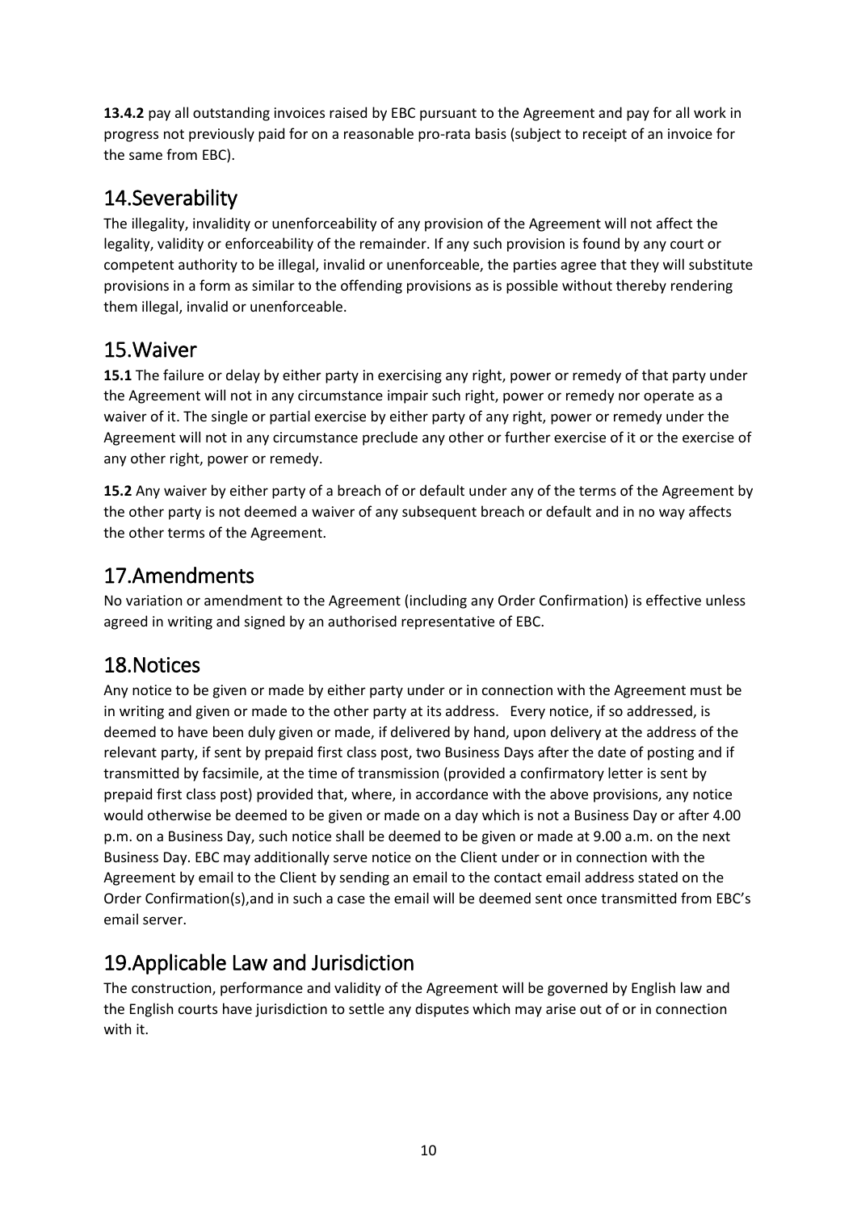**13.4.2** pay all outstanding invoices raised by EBC pursuant to the Agreement and pay for all work in progress not previously paid for on a reasonable pro-rata basis (subject to receipt of an invoice for the same from EBC).

## 14.Severability

The illegality, invalidity or unenforceability of any provision of the Agreement will not affect the legality, validity or enforceability of the remainder. If any such provision is found by any court or competent authority to be illegal, invalid or unenforceable, the parties agree that they will substitute provisions in a form as similar to the offending provisions as is possible without thereby rendering them illegal, invalid or unenforceable.

## 15.Waiver

**15.1** The failure or delay by either party in exercising any right, power or remedy of that party under the Agreement will not in any circumstance impair such right, power or remedy nor operate as a waiver of it. The single or partial exercise by either party of any right, power or remedy under the Agreement will not in any circumstance preclude any other or further exercise of it or the exercise of any other right, power or remedy.

**15.2** Any waiver by either party of a breach of or default under any of the terms of the Agreement by the other party is not deemed a waiver of any subsequent breach or default and in no way affects the other terms of the Agreement.

## 17.Amendments

No variation or amendment to the Agreement (including any Order Confirmation) is effective unless agreed in writing and signed by an authorised representative of EBC.

## 18.Notices

Any notice to be given or made by either party under or in connection with the Agreement must be in writing and given or made to the other party at its address. Every notice, if so addressed, is deemed to have been duly given or made, if delivered by hand, upon delivery at the address of the relevant party, if sent by prepaid first class post, two Business Days after the date of posting and if transmitted by facsimile, at the time of transmission (provided a confirmatory letter is sent by prepaid first class post) provided that, where, in accordance with the above provisions, any notice would otherwise be deemed to be given or made on a day which is not a Business Day or after 4.00 p.m. on a Business Day, such notice shall be deemed to be given or made at 9.00 a.m. on the next Business Day. EBC may additionally serve notice on the Client under or in connection with the Agreement by email to the Client by sending an email to the contact email address stated on the Order Confirmation(s),and in such a case the email will be deemed sent once transmitted from EBC's email server.

## 19.Applicable Law and Jurisdiction

The construction, performance and validity of the Agreement will be governed by English law and the English courts have jurisdiction to settle any disputes which may arise out of or in connection with it.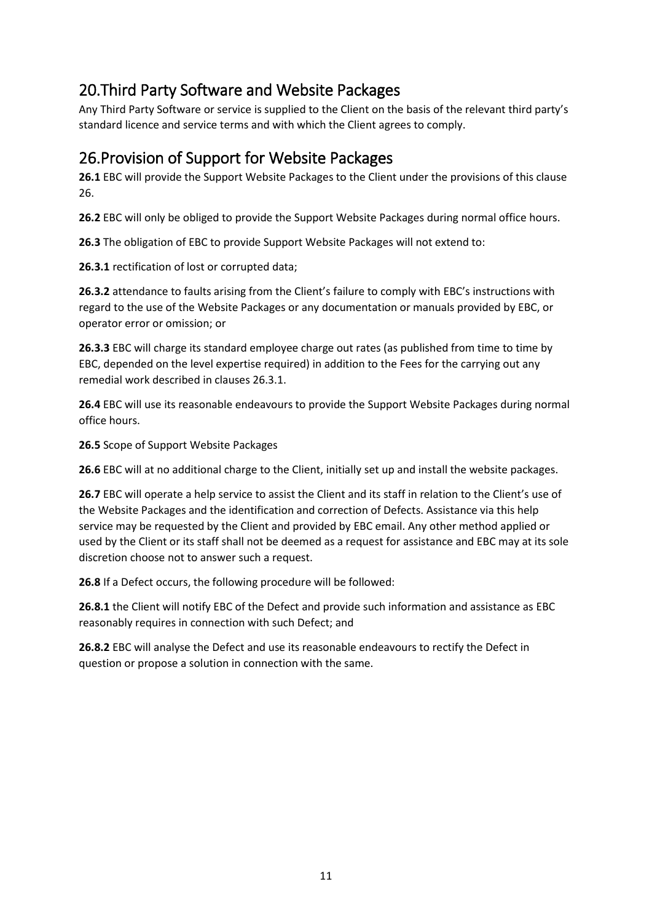## 20.Third Party Software and Website Packages

Any Third Party Software or service is supplied to the Client on the basis of the relevant third party's standard licence and service terms and with which the Client agrees to comply.

## 26.Provision of Support for Website Packages

**26.1** EBC will provide the Support Website Packages to the Client under the provisions of this clause 26.

**26.2** EBC will only be obliged to provide the Support Website Packages during normal office hours.

**26.3** The obligation of EBC to provide Support Website Packages will not extend to:

**26.3.1** rectification of lost or corrupted data;

**26.3.2** attendance to faults arising from the Client's failure to comply with EBC's instructions with regard to the use of the Website Packages or any documentation or manuals provided by EBC, or operator error or omission; or

**26.3.3** EBC will charge its standard employee charge out rates (as published from time to time by EBC, depended on the level expertise required) in addition to the Fees for the carrying out any remedial work described in clauses 26.3.1.

**26.4** EBC will use its reasonable endeavours to provide the Support Website Packages during normal office hours.

**26.5** Scope of Support Website Packages

**26.6** EBC will at no additional charge to the Client, initially set up and install the website packages.

**26.7** EBC will operate a help service to assist the Client and its staff in relation to the Client's use of the Website Packages and the identification and correction of Defects. Assistance via this help service may be requested by the Client and provided by EBC email. Any other method applied or used by the Client or its staff shall not be deemed as a request for assistance and EBC may at its sole discretion choose not to answer such a request.

**26.8** If a Defect occurs, the following procedure will be followed:

**26.8.1** the Client will notify EBC of the Defect and provide such information and assistance as EBC reasonably requires in connection with such Defect; and

**26.8.2** EBC will analyse the Defect and use its reasonable endeavours to rectify the Defect in question or propose a solution in connection with the same.